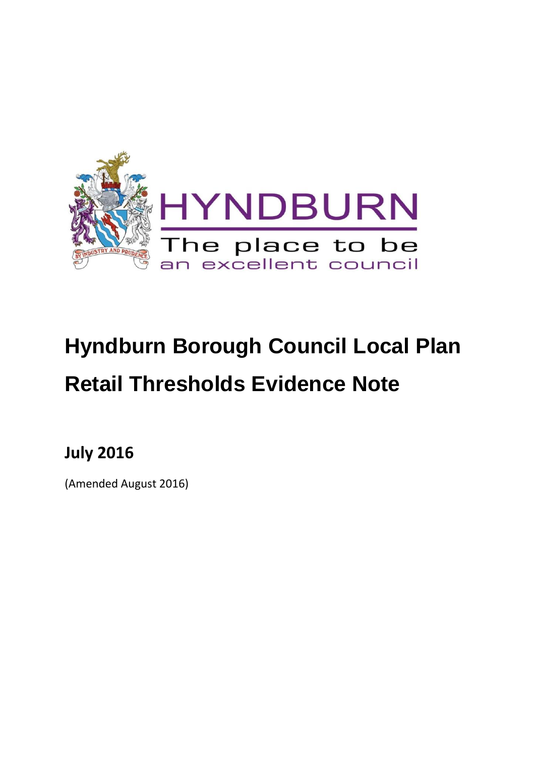HYNDBURN

The place to be

an excellent council

# Hyndburn Borough Council Local Plan

# Retail Thresholds Evidence Note

## July 2016

(Amended August 2016)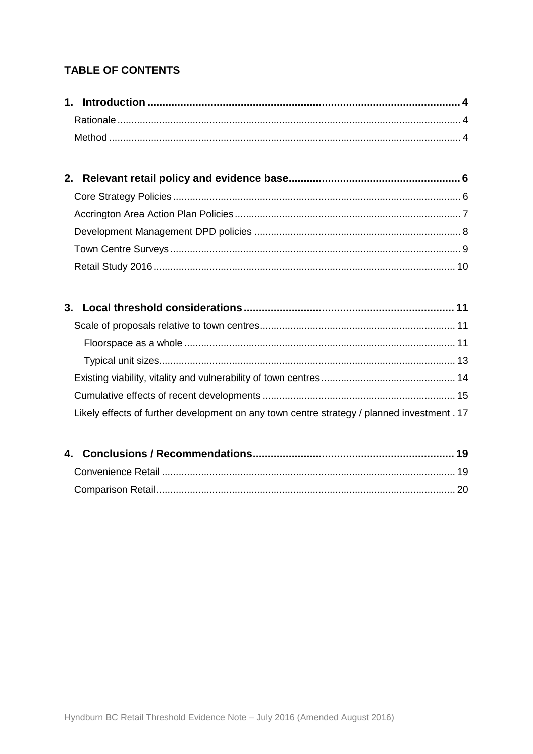## TABLE OF CONTENTS

**1. Introduction ........................................................................................................ 4**

Rationale .......................................................................................................................... 4

Method ............................................................................................................................. 4

**2. Relevant retail policy and evidence base......................................................... 6**

Core Strategy Policies ...................................................................................................... 6

Accrington Area Action Plan Policies ................................................................................ 7

Development Management DPD policies ......................................................................... 8

Town Centre Surveys ....................................................................................................... 9

Retail Study 2016 ........................................................................................................... 10

**3. Local threshold considerations ...................................................................... 11**

Scale of proposals relative to town centres ..................................................................... 11

Floorspace as a whole ................................................................................................ 11

Typical unit sizes......................................................................................................... 13

Existing viability, vitality and vulnerability of town centres ............................................... 14

Cumulative effects of recent developments .................................................................... 15

Likely effects of further development on any town centre strategy / planned investment . 17

**4. Conclusions / Recommendations.................................................................. 19**

Convenience Retail ........................................................................................................ 19

Comparison Retail .......................................................................................................... 20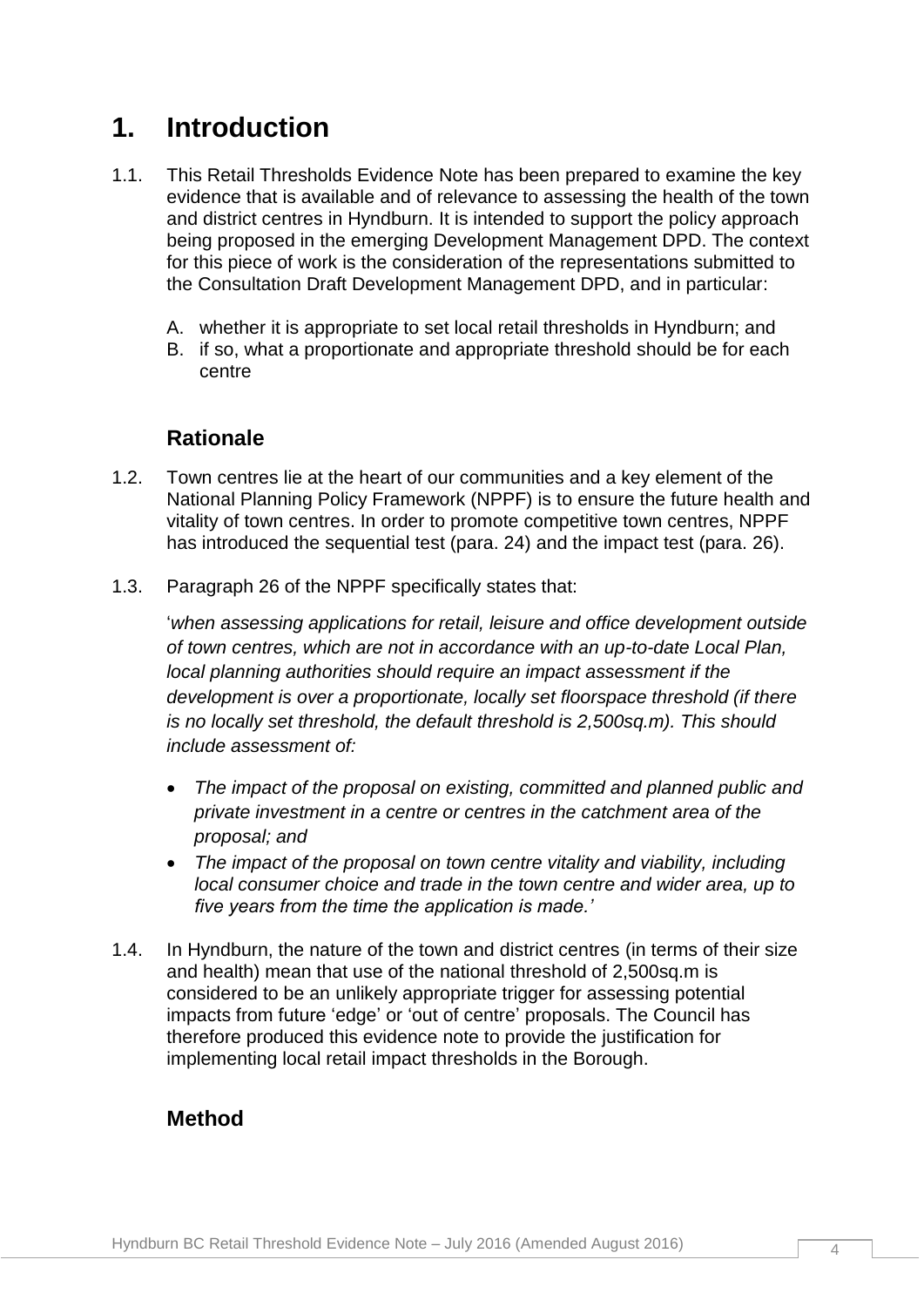# 1. Introduction

1.1. This Retail Thresholds Evidence Note has been prepared to examine the key evidence that is available and of relevance to assessing the health of the town and district centres in Hyndburn. It is intended to support the policy approach being proposed in the emerging Development Management DPD. The context for this piece of work is the consideration of the representations submitted to the Consultation Draft Development Management DPD, and in particular:

A. whether it is appropriate to set local retail thresholds in Hyndburn; and
B. if so, what a proportionate and appropriate threshold should be for each centre

## Rationale

1.2. Town centres lie at the heart of our communities and a key element of the National Planning Policy Framework (NPPF) is to ensure the future health and vitality of town centres. In order to promote competitive town centres, NPPF has introduced the sequential test (para. 24) and the impact test (para. 26).

1.3. Paragraph 26 of the NPPF specifically states that:

'*when assessing applications for retail, leisure and office development outside of town centres, which are not in accordance with an up-to-date Local Plan, local planning authorities should require an impact assessment if the development is over a proportionate, locally set floorspace threshold (if there is no locally set threshold, the default threshold is 2,500sq.m). This should include assessment of:*

- *The impact of the proposal on existing, committed and planned public and private investment in a centre or centres in the catchment area of the proposal; and*
- *The impact of the proposal on town centre vitality and viability, including local consumer choice and trade in the town centre and wider area, up to five years from the time the application is made.'*

1.4. In Hyndburn, the nature of the town and district centres (in terms of their size and health) mean that use of the national threshold of 2,500sq.m is considered to be an unlikely appropriate trigger for assessing potential impacts from future 'edge' or 'out of centre' proposals. The Council has therefore produced this evidence note to provide the justification for implementing local retail impact thresholds in the Borough.

## Method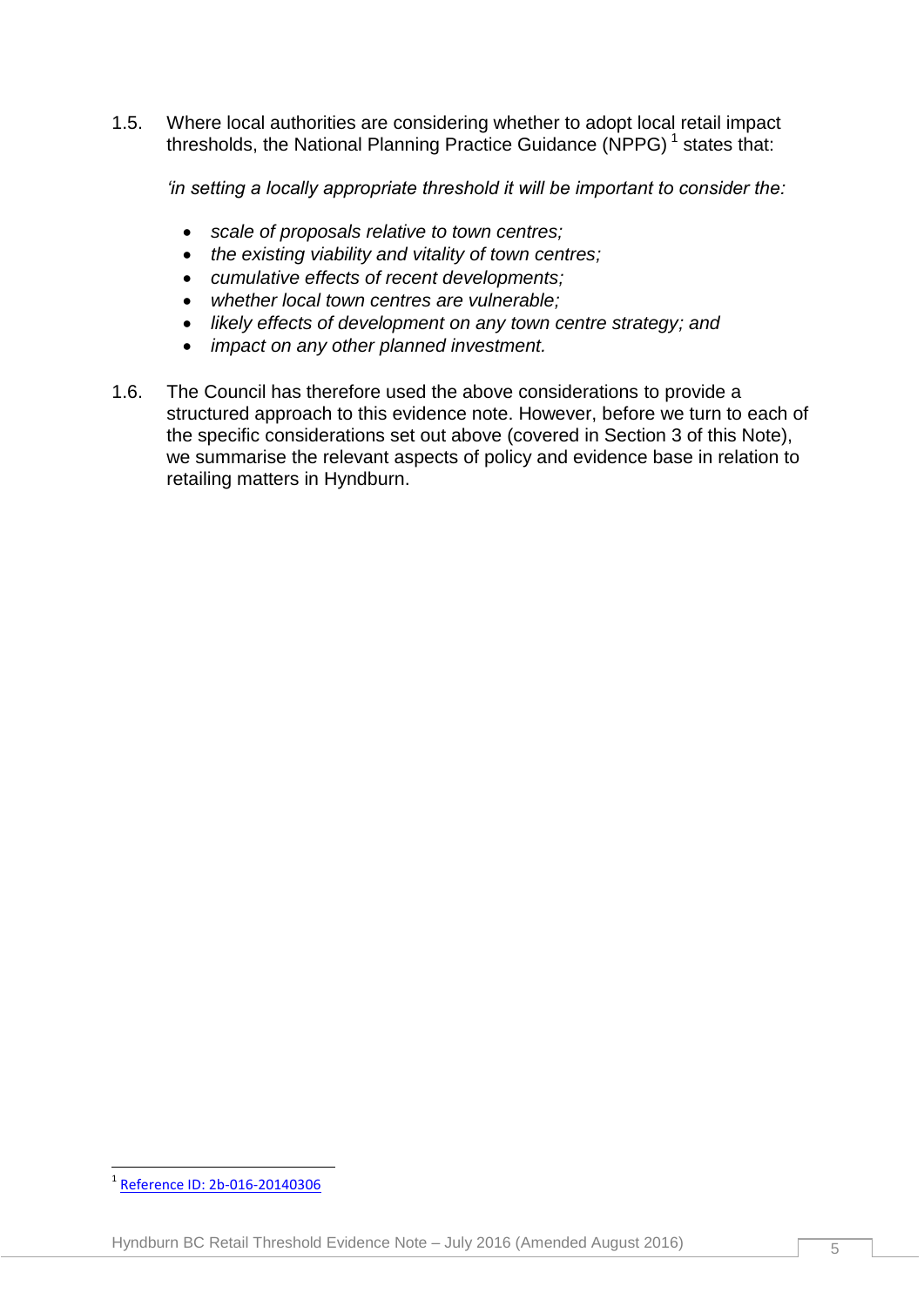1.5. Where local authorities are considering whether to adopt local retail impact thresholds, the National Planning Practice Guidance (NPPG) [1] states that:

*'in setting a locally appropriate threshold it will be important to consider the:*

- *scale of proposals relative to town centres;*
- *the existing viability and vitality of town centres;*
- *cumulative effects of recent developments;*
- *whether local town centres are vulnerable;*
- *likely effects of development on any town centre strategy; and*
- *impact on any other planned investment.*

1.6. The Council has therefore used the above considerations to provide a structured approach to this evidence note. However, before we turn to each of the specific considerations set out above (covered in Section 3 of this Note), we summarise the relevant aspects of policy and evidence base in relation to retailing matters in Hyndburn.

[1] Reference ID: 2b-016-20140306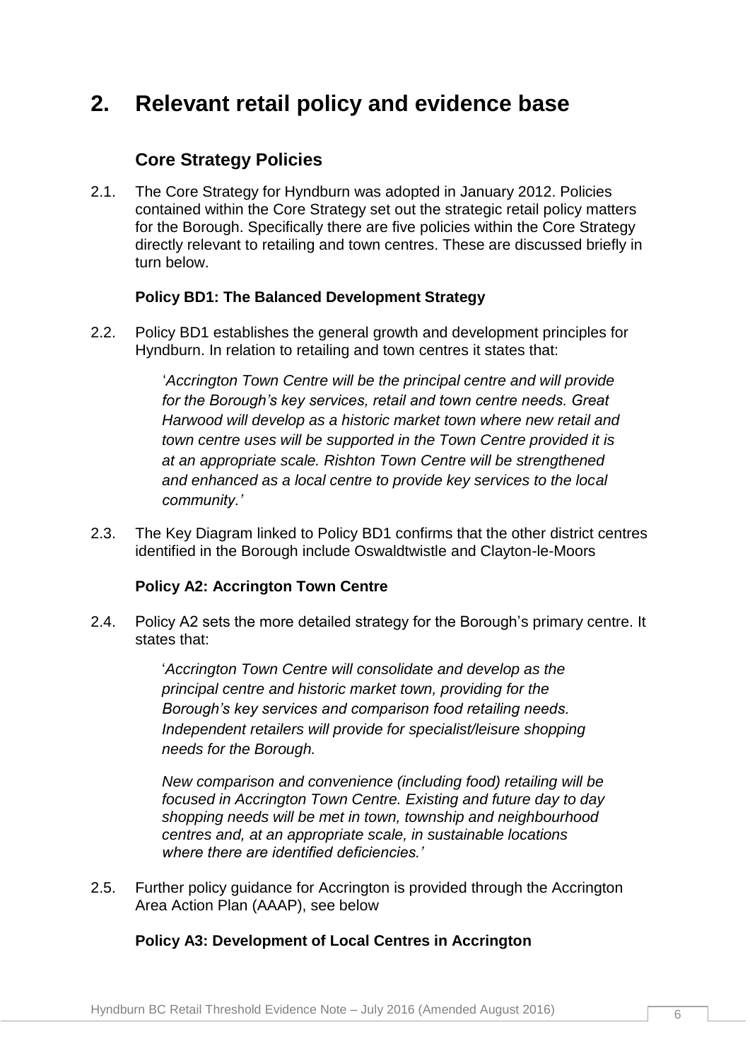# 2. Relevant retail policy and evidence base

## Core Strategy Policies

2.1. The Core Strategy for Hyndburn was adopted in January 2012. Policies contained within the Core Strategy set out the strategic retail policy matters for the Borough. Specifically there are five policies within the Core Strategy directly relevant to retailing and town centres. These are discussed briefly in turn below.

### Policy BD1: The Balanced Development Strategy

2.2. Policy BD1 establishes the general growth and development principles for Hyndburn. In relation to retailing and town centres it states that:

> '*Accrington Town Centre will be the principal centre and will provide for the Borough's key services, retail and town centre needs. Great Harwood will develop as a historic market town where new retail and town centre uses will be supported in the Town Centre provided it is at an appropriate scale. Rishton Town Centre will be strengthened and enhanced as a local centre to provide key services to the local community.*'

2.3. The Key Diagram linked to Policy BD1 confirms that the other district centres identified in the Borough include Oswaldtwistle and Clayton-le-Moors

### Policy A2: Accrington Town Centre

2.4. Policy A2 sets the more detailed strategy for the Borough's primary centre. It states that:

> '*Accrington Town Centre will consolidate and develop as the principal centre and historic market town, providing for the Borough's key services and comparison food retailing needs. Independent retailers will provide for specialist/leisure shopping needs for the Borough.*
>
> *New comparison and convenience (including food) retailing will be focused in Accrington Town Centre. Existing and future day to day shopping needs will be met in town, township and neighbourhood centres and, at an appropriate scale, in sustainable locations where there are identified deficiencies.*'

2.5. Further policy guidance for Accrington is provided through the Accrington Area Action Plan (AAAP), see below

### Policy A3: Development of Local Centres in Accrington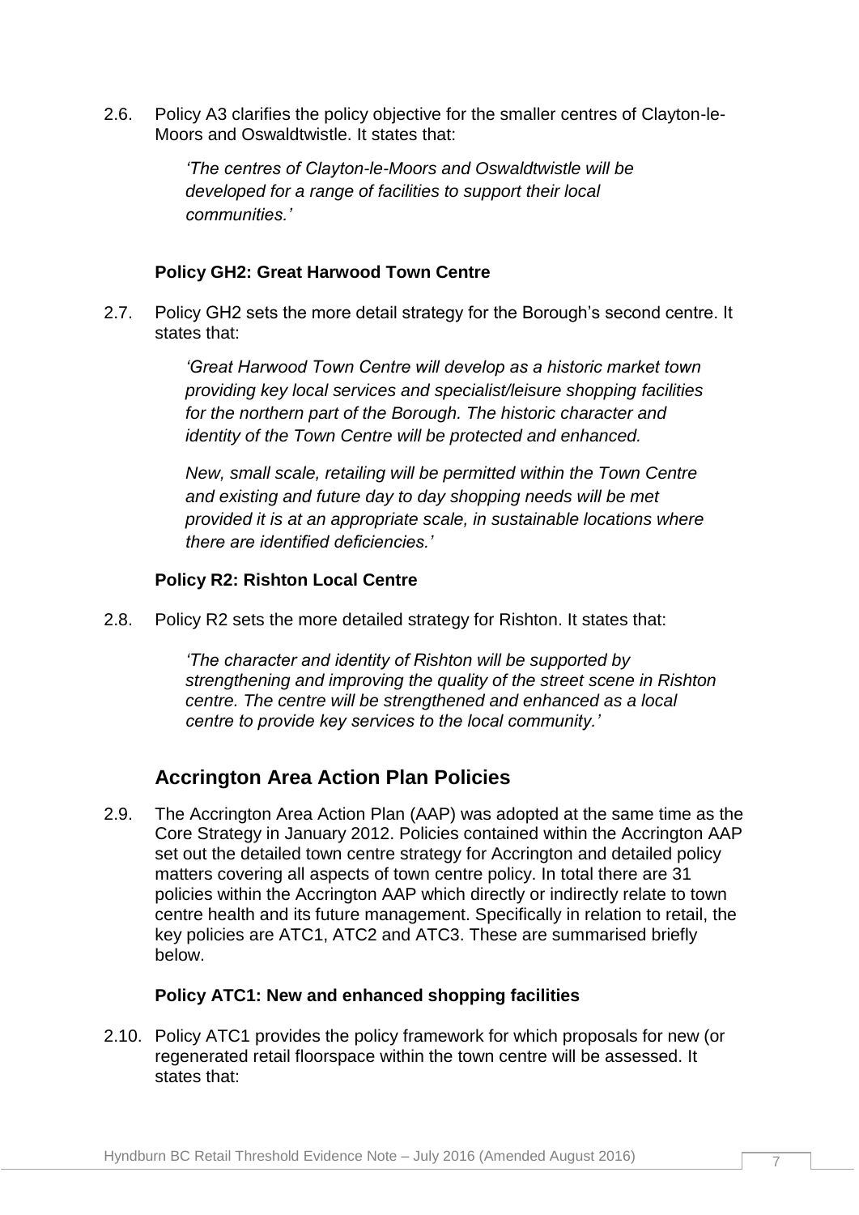2.6. Policy A3 clarifies the policy objective for the smaller centres of Clayton-le-Moors and Oswaldtwistle. It states that:

> *'The centres of Clayton-le-Moors and Oswaldtwistle will be developed for a range of facilities to support their local communities.'*

**Policy GH2: Great Harwood Town Centre**

2.7. Policy GH2 sets the more detail strategy for the Borough's second centre. It states that:

> *'Great Harwood Town Centre will develop as a historic market town providing key local services and specialist/leisure shopping facilities for the northern part of the Borough. The historic character and identity of the Town Centre will be protected and enhanced.*
>
> *New, small scale, retailing will be permitted within the Town Centre and existing and future day to day shopping needs will be met provided it is at an appropriate scale, in sustainable locations where there are identified deficiencies.'*

**Policy R2: Rishton Local Centre**

2.8. Policy R2 sets the more detailed strategy for Rishton. It states that:

> *'The character and identity of Rishton will be supported by strengthening and improving the quality of the street scene in Rishton centre. The centre will be strengthened and enhanced as a local centre to provide key services to the local community.'*

## Accrington Area Action Plan Policies

2.9. The Accrington Area Action Plan (AAP) was adopted at the same time as the Core Strategy in January 2012. Policies contained within the Accrington AAP set out the detailed town centre strategy for Accrington and detailed policy matters covering all aspects of town centre policy. In total there are 31 policies within the Accrington AAP which directly or indirectly relate to town centre health and its future management. Specifically in relation to retail, the key policies are ATC1, ATC2 and ATC3. These are summarised briefly below.

**Policy ATC1: New and enhanced shopping facilities**

2.10. Policy ATC1 provides the policy framework for which proposals for new (or regenerated retail floorspace within the town centre will be assessed. It states that: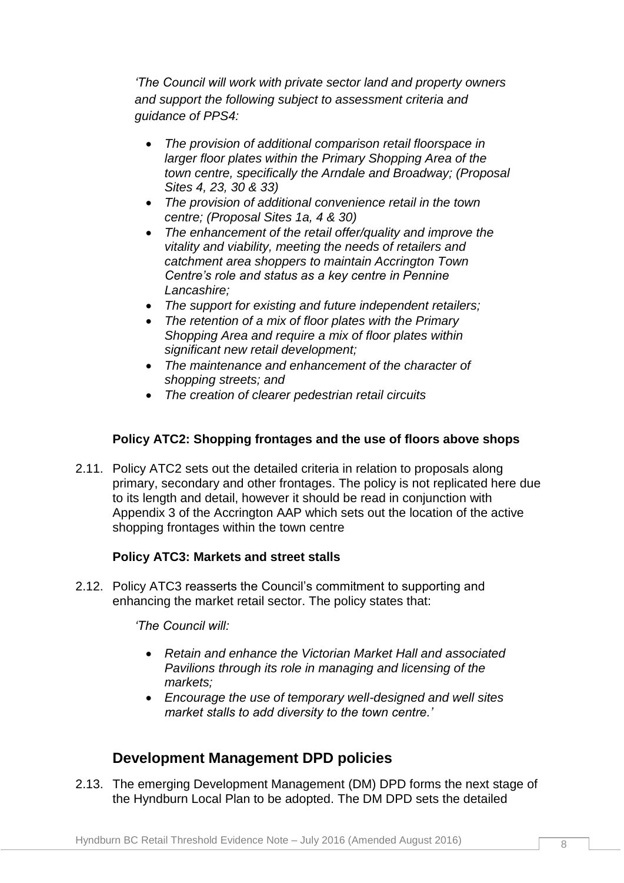*'The Council will work with private sector land and property owners and support the following subject to assessment criteria and guidance of PPS4:*

- *The provision of additional comparison retail floorspace in larger floor plates within the Primary Shopping Area of the town centre, specifically the Arndale and Broadway; (Proposal Sites 4, 23, 30 & 33)*
- *The provision of additional convenience retail in the town centre; (Proposal Sites 1a, 4 & 30)*
- *The enhancement of the retail offer/quality and improve the vitality and viability, meeting the needs of retailers and catchment area shoppers to maintain Accrington Town Centre's role and status as a key centre in Pennine Lancashire;*
- *The support for existing and future independent retailers;*
- *The retention of a mix of floor plates with the Primary Shopping Area and require a mix of floor plates within significant new retail development;*
- *The maintenance and enhancement of the character of shopping streets; and*
- *The creation of clearer pedestrian retail circuits*

**Policy ATC2: Shopping frontages and the use of floors above shops**

2.11. Policy ATC2 sets out the detailed criteria in relation to proposals along primary, secondary and other frontages. The policy is not replicated here due to its length and detail, however it should be read in conjunction with Appendix 3 of the Accrington AAP which sets out the location of the active shopping frontages within the town centre

**Policy ATC3: Markets and street stalls**

2.12. Policy ATC3 reasserts the Council's commitment to supporting and enhancing the market retail sector. The policy states that:

*'The Council will:*

- *Retain and enhance the Victorian Market Hall and associated Pavilions through its role in managing and licensing of the markets;*
- *Encourage the use of temporary well-designed and well sites market stalls to add diversity to the town centre.'*

## Development Management DPD policies

2.13. The emerging Development Management (DM) DPD forms the next stage of the Hyndburn Local Plan to be adopted. The DM DPD sets the detailed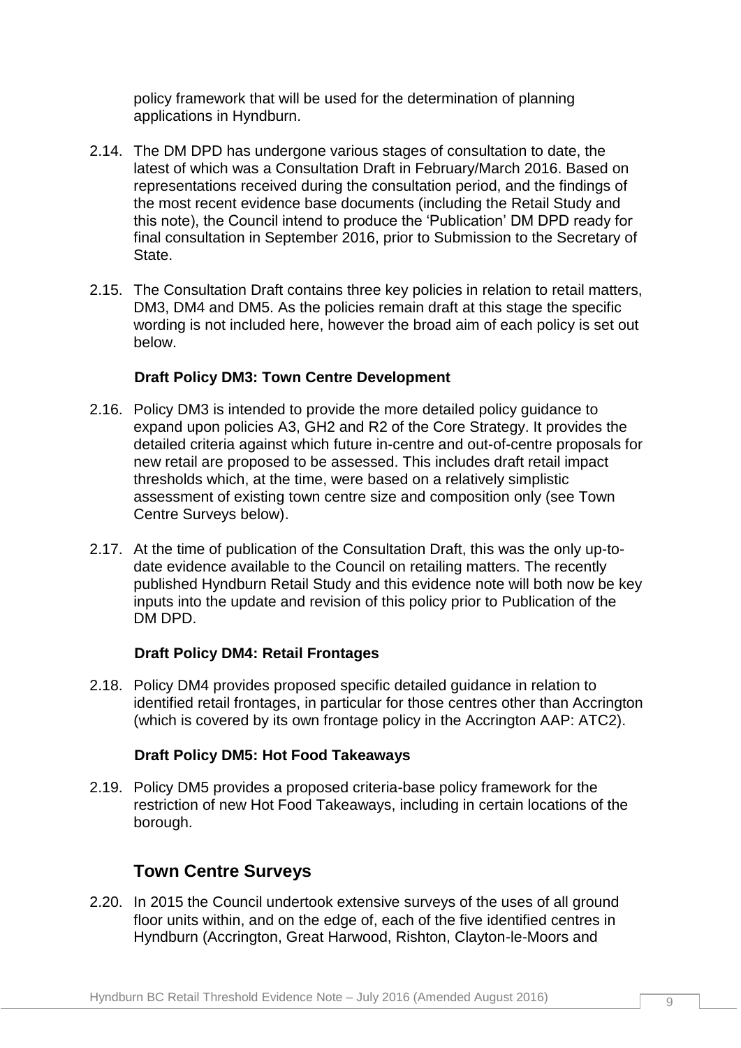policy framework that will be used for the determination of planning applications in Hyndburn.

2.14. The DM DPD has undergone various stages of consultation to date, the latest of which was a Consultation Draft in February/March 2016. Based on representations received during the consultation period, and the findings of the most recent evidence base documents (including the Retail Study and this note), the Council intend to produce the 'Publication' DM DPD ready for final consultation in September 2016, prior to Submission to the Secretary of State.

2.15. The Consultation Draft contains three key policies in relation to retail matters, DM3, DM4 and DM5. As the policies remain draft at this stage the specific wording is not included here, however the broad aim of each policy is set out below.

**Draft Policy DM3: Town Centre Development**

2.16. Policy DM3 is intended to provide the more detailed policy guidance to expand upon policies A3, GH2 and R2 of the Core Strategy. It provides the detailed criteria against which future in-centre and out-of-centre proposals for new retail are proposed to be assessed. This includes draft retail impact thresholds which, at the time, were based on a relatively simplistic assessment of existing town centre size and composition only (see Town Centre Surveys below).

2.17. At the time of publication of the Consultation Draft, this was the only up-to-date evidence available to the Council on retailing matters. The recently published Hyndburn Retail Study and this evidence note will both now be key inputs into the update and revision of this policy prior to Publication of the DM DPD.

**Draft Policy DM4: Retail Frontages**

2.18. Policy DM4 provides proposed specific detailed guidance in relation to identified retail frontages, in particular for those centres other than Accrington (which is covered by its own frontage policy in the Accrington AAP: ATC2).

**Draft Policy DM5: Hot Food Takeaways**

2.19. Policy DM5 provides a proposed criteria-base policy framework for the restriction of new Hot Food Takeaways, including in certain locations of the borough.

## Town Centre Surveys

2.20. In 2015 the Council undertook extensive surveys of the uses of all ground floor units within, and on the edge of, each of the five identified centres in Hyndburn (Accrington, Great Harwood, Rishton, Clayton-le-Moors and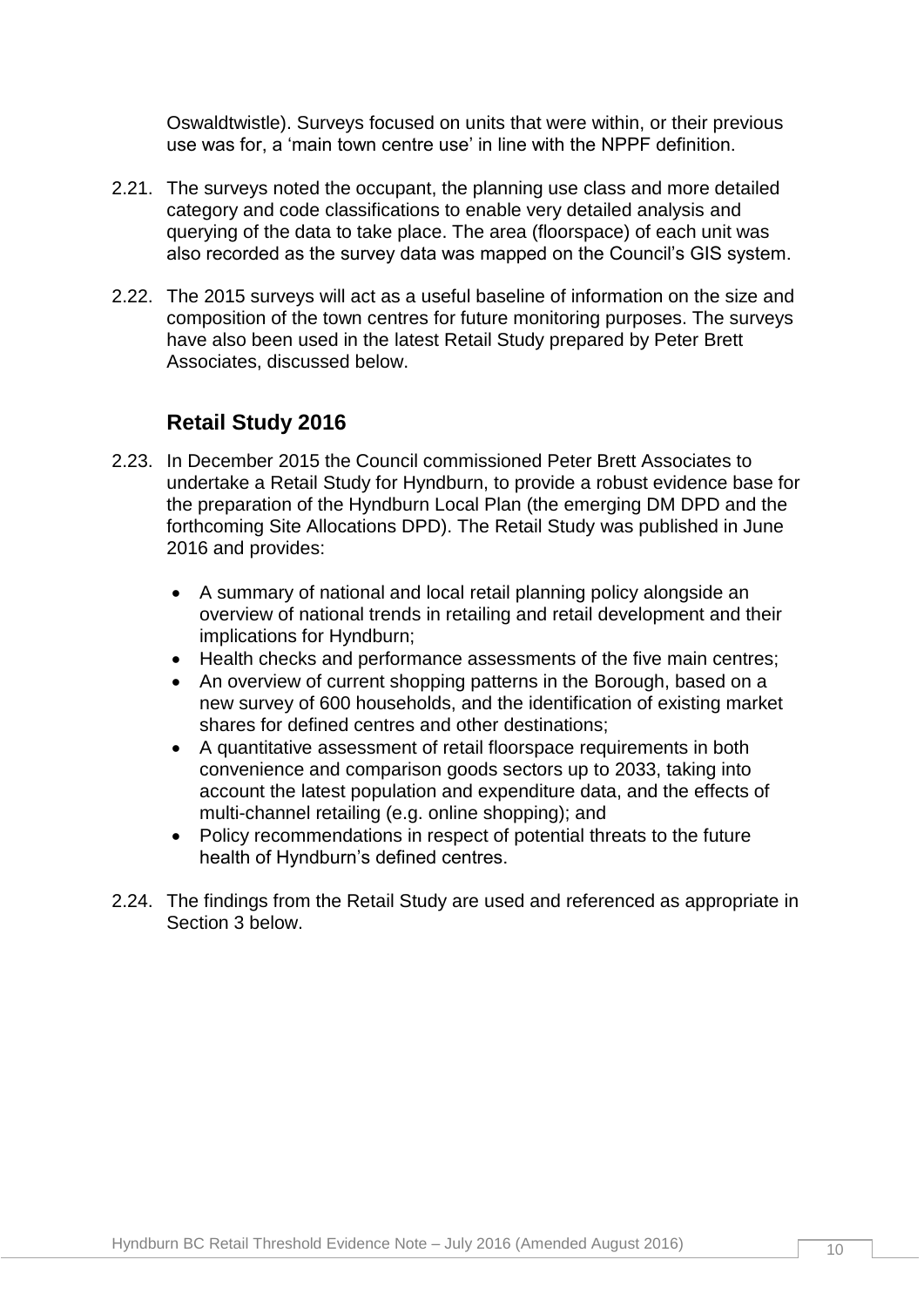Oswaldtwistle). Surveys focused on units that were within, or their previous use was for, a 'main town centre use' in line with the NPPF definition.

2.21. The surveys noted the occupant, the planning use class and more detailed category and code classifications to enable very detailed analysis and querying of the data to take place. The area (floorspace) of each unit was also recorded as the survey data was mapped on the Council's GIS system.

2.22. The 2015 surveys will act as a useful baseline of information on the size and composition of the town centres for future monitoring purposes. The surveys have also been used in the latest Retail Study prepared by Peter Brett Associates, discussed below.

## Retail Study 2016

2.23. In December 2015 the Council commissioned Peter Brett Associates to undertake a Retail Study for Hyndburn, to provide a robust evidence base for the preparation of the Hyndburn Local Plan (the emerging DM DPD and the forthcoming Site Allocations DPD). The Retail Study was published in June 2016 and provides:

- A summary of national and local retail planning policy alongside an overview of national trends in retailing and retail development and their implications for Hyndburn;
- Health checks and performance assessments of the five main centres;
- An overview of current shopping patterns in the Borough, based on a new survey of 600 households, and the identification of existing market shares for defined centres and other destinations;
- A quantitative assessment of retail floorspace requirements in both convenience and comparison goods sectors up to 2033, taking into account the latest population and expenditure data, and the effects of multi-channel retailing (e.g. online shopping); and
- Policy recommendations in respect of potential threats to the future health of Hyndburn's defined centres.

2.24. The findings from the Retail Study are used and referenced as appropriate in Section 3 below.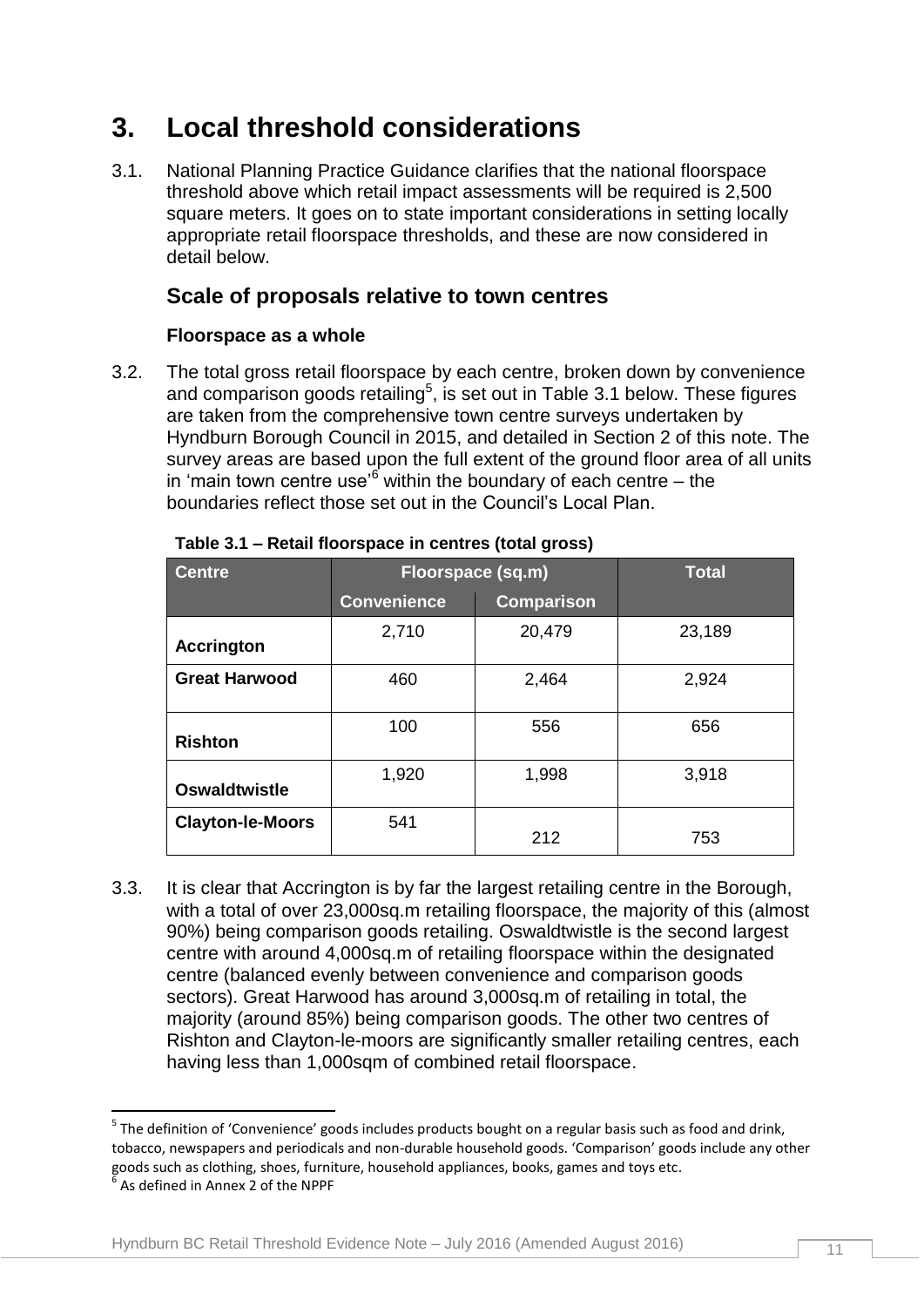# 3. Local threshold considerations

3.1. National Planning Practice Guidance clarifies that the national floorspace threshold above which retail impact assessments will be required is 2,500 square meters. It goes on to state important considerations in setting locally appropriate retail floorspace thresholds, and these are now considered in detail below.

## Scale of proposals relative to town centres

### Floorspace as a whole

3.2. The total gross retail floorspace by each centre, broken down by convenience and comparison goods retailing[5], is set out in Table 3.1 below. These figures are taken from the comprehensive town centre surveys undertaken by Hyndburn Borough Council in 2015, and detailed in Section 2 of this note. The survey areas are based upon the full extent of the ground floor area of all units in 'main town centre use'[6] within the boundary of each centre – the boundaries reflect those set out in the Council's Local Plan.

**Table 3.1 – Retail floorspace in centres (total gross)**

| Centre | Floorspace (sq.m) | | Total |
|---|---|---|---|
| | Convenience | Comparison | |
| **Accrington** | 2,710 | 20,479 | 23,189 |
| **Great Harwood** | 460 | 2,464 | 2,924 |
| **Rishton** | 100 | 556 | 656 |
| **Oswaldtwistle** | 1,920 | 1,998 | 3,918 |
| **Clayton-le-Moors** | 541 | 212 | 753 |

3.3. It is clear that Accrington is by far the largest retailing centre in the Borough, with a total of over 23,000sq.m retailing floorspace, the majority of this (almost 90%) being comparison goods retailing. Oswaldtwistle is the second largest centre with around 4,000sq.m of retailing floorspace within the designated centre (balanced evenly between convenience and comparison goods sectors). Great Harwood has around 3,000sq.m of retailing in total, the majority (around 85%) being comparison goods. The other two centres of Rishton and Clayton-le-moors are significantly smaller retailing centres, each having less than 1,000sqm of combined retail floorspace.

---

[5] The definition of 'Convenience' goods includes products bought on a regular basis such as food and drink, tobacco, newspapers and periodicals and non-durable household goods. 'Comparison' goods include any other goods such as clothing, shoes, furniture, household appliances, books, games and toys etc.

[6] As defined in Annex 2 of the NPPF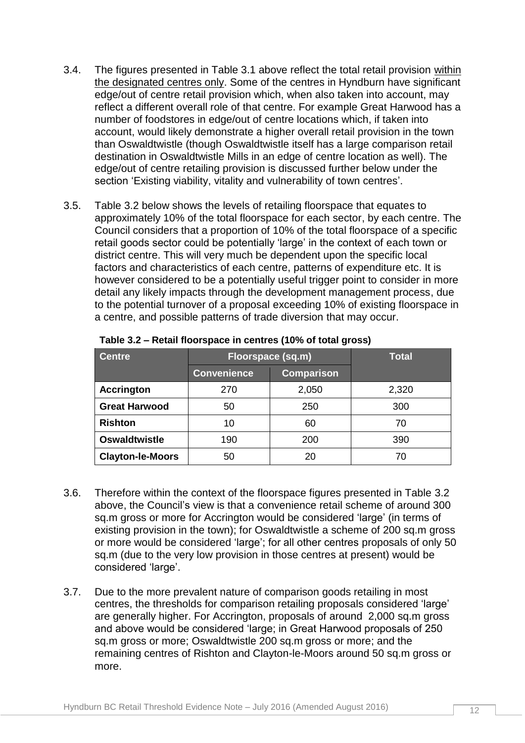3.4. The figures presented in Table 3.1 above reflect the total retail provision within the designated centres only. Some of the centres in Hyndburn have significant edge/out of centre retail provision which, when also taken into account, may reflect a different overall role of that centre. For example Great Harwood has a number of foodstores in edge/out of centre locations which, if taken into account, would likely demonstrate a higher overall retail provision in the town than Oswaldtwistle (though Oswaldtwistle itself has a large comparison retail destination in Oswaldtwistle Mills in an edge of centre location as well). The edge/out of centre retailing provision is discussed further below under the section 'Existing viability, vitality and vulnerability of town centres'.

3.5. Table 3.2 below shows the levels of retailing floorspace that equates to approximately 10% of the total floorspace for each sector, by each centre. The Council considers that a proportion of 10% of the total floorspace of a specific retail goods sector could be potentially 'large' in the context of each town or district centre. This will very much be dependent upon the specific local factors and characteristics of each centre, patterns of expenditure etc. It is however considered to be a potentially useful trigger point to consider in more detail any likely impacts through the development management process, due to the potential turnover of a proposal exceeding 10% of existing floorspace in a centre, and possible patterns of trade diversion that may occur.

**Table 3.2 – Retail floorspace in centres (10% of total gross)**

| Centre | Floorspace (sq.m) | | Total |
|---|---|---|---|
| | Convenience | Comparison | |
| **Accrington** | 270 | 2,050 | 2,320 |
| **Great Harwood** | 50 | 250 | 300 |
| **Rishton** | 10 | 60 | 70 |
| **Oswaldtwistle** | 190 | 200 | 390 |
| **Clayton-le-Moors** | 50 | 20 | 70 |

3.6. Therefore within the context of the floorspace figures presented in Table 3.2 above, the Council's view is that a convenience retail scheme of around 300 sq.m gross or more for Accrington would be considered 'large' (in terms of existing provision in the town); for Oswaldtwistle a scheme of 200 sq.m gross or more would be considered 'large'; for all other centres proposals of only 50 sq.m (due to the very low provision in those centres at present) would be considered 'large'.

3.7. Due to the more prevalent nature of comparison goods retailing in most centres, the thresholds for comparison retailing proposals considered 'large' are generally higher. For Accrington, proposals of around 2,000 sq.m gross and above would be considered 'large; in Great Harwood proposals of 250 sq.m gross or more; Oswaldtwistle 200 sq.m gross or more; and the remaining centres of Rishton and Clayton-le-Moors around 50 sq.m gross or more.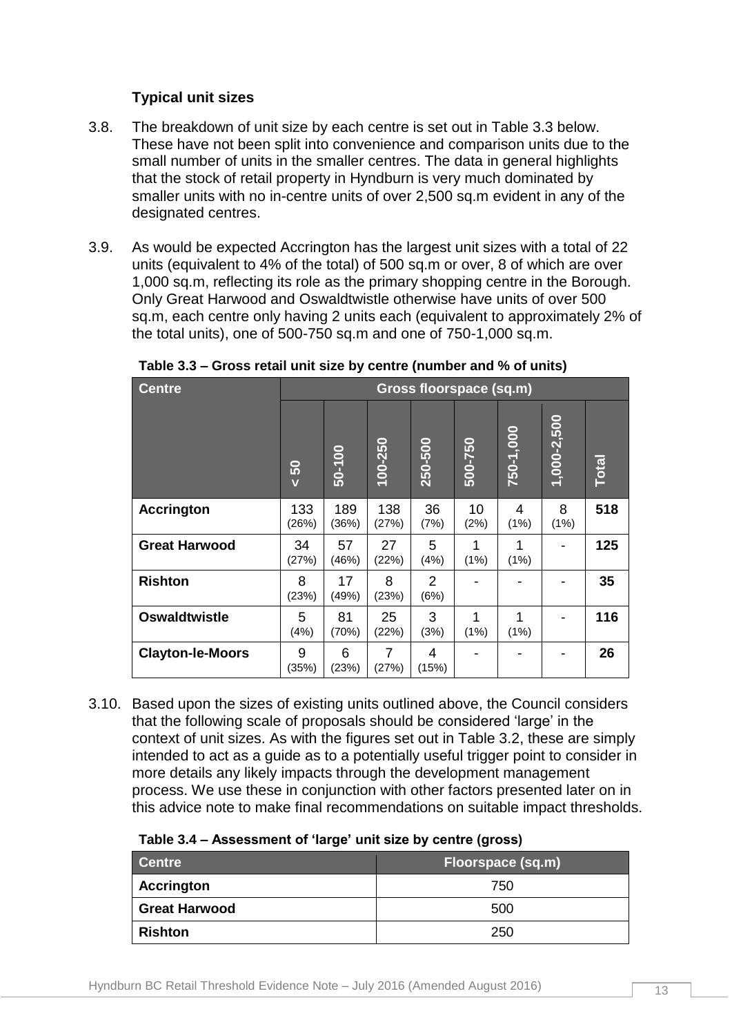### Typical unit sizes

3.8. The breakdown of unit size by each centre is set out in Table 3.3 below. These have not been split into convenience and comparison units due to the small number of units in the smaller centres. The data in general highlights that the stock of retail property in Hyndburn is very much dominated by smaller units with no in-centre units of over 2,500 sq.m evident in any of the designated centres.

3.9. As would be expected Accrington has the largest unit sizes with a total of 22 units (equivalent to 4% of the total) of 500 sq.m or over, 8 of which are over 1,000 sq.m, reflecting its role as the primary shopping centre in the Borough. Only Great Harwood and Oswaldtwistle otherwise have units of over 500 sq.m, each centre only having 2 units each (equivalent to approximately 2% of the total units), one of 500-750 sq.m and one of 750-1,000 sq.m.

**Table 3.3 – Gross retail unit size by centre (number and % of units)**

| Centre | Gross floorspace (sq.m) | | | | | | | |
|---|---|---|---|---|---|---|---|---|
| | < 50 | 50-100 | 100-250 | 250-500 | 500-750 | 750-1,000 | 1,000-2,500 | Total |
| **Accrington** | 133 (26%) | 189 (36%) | 138 (27%) | 36 (7%) | 10 (2%) | 4 (1%) | 8 (1%) | **518** |
| **Great Harwood** | 34 (27%) | 57 (46%) | 27 (22%) | 5 (4%) | 1 (1%) | 1 (1%) | - | **125** |
| **Rishton** | 8 (23%) | 17 (49%) | 8 (23%) | 2 (6%) | - | - | - | **35** |
| **Oswaldtwistle** | 5 (4%) | 81 (70%) | 25 (22%) | 3 (3%) | 1 (1%) | 1 (1%) | - | **116** |
| **Clayton-le-Moors** | 9 (35%) | 6 (23%) | 7 (27%) | 4 (15%) | - | - | - | **26** |

3.10. Based upon the sizes of existing units outlined above, the Council considers that the following scale of proposals should be considered 'large' in the context of unit sizes. As with the figures set out in Table 3.2, these are simply intended to act as a guide as to a potentially useful trigger point to consider in more details any likely impacts through the development management process. We use these in conjunction with other factors presented later on in this advice note to make final recommendations on suitable impact thresholds.

**Table 3.4 – Assessment of 'large' unit size by centre (gross)**

| Centre | Floorspace (sq.m) |
|---|---|
| **Accrington** | 750 |
| **Great Harwood** | 500 |
| **Rishton** | 250 |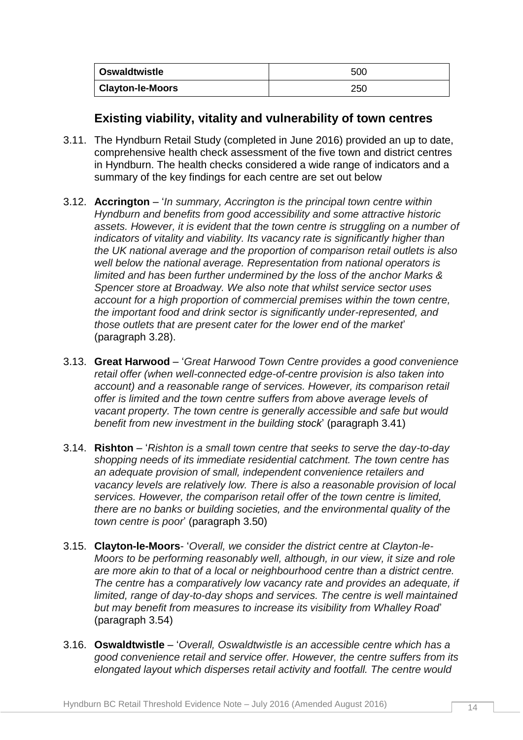| Oswaldtwistle | 500 |
| --- | --- |
| Clayton-le-Moors | 250 |

## Existing viability, vitality and vulnerability of town centres

3.11. The Hyndburn Retail Study (completed in June 2016) provided an up to date, comprehensive health check assessment of the five town and district centres in Hyndburn. The health checks considered a wide range of indicators and a summary of the key findings for each centre are set out below

3.12. **Accrington** – '*In summary, Accrington is the principal town centre within Hyndburn and benefits from good accessibility and some attractive historic assets. However, it is evident that the town centre is struggling on a number of indicators of vitality and viability. Its vacancy rate is significantly higher than the UK national average and the proportion of comparison retail outlets is also well below the national average. Representation from national operators is limited and has been further undermined by the loss of the anchor Marks & Spencer store at Broadway. We also note that whilst service sector uses account for a high proportion of commercial premises within the town centre, the important food and drink sector is significantly under-represented, and those outlets that are present cater for the lower end of the market*' (paragraph 3.28).

3.13. **Great Harwood** – '*Great Harwood Town Centre provides a good convenience retail offer (when well-connected edge-of-centre provision is also taken into account) and a reasonable range of services. However, its comparison retail offer is limited and the town centre suffers from above average levels of vacant property. The town centre is generally accessible and safe but would benefit from new investment in the building stock*' (paragraph 3.41)

3.14. **Rishton** – '*Rishton is a small town centre that seeks to serve the day-to-day shopping needs of its immediate residential catchment. The town centre has an adequate provision of small, independent convenience retailers and vacancy levels are relatively low. There is also a reasonable provision of local services. However, the comparison retail offer of the town centre is limited, there are no banks or building societies, and the environmental quality of the town centre is poor*' (paragraph 3.50)

3.15. **Clayton-le-Moors**- '*Overall, we consider the district centre at Clayton-le-Moors to be performing reasonably well, although, in our view, it size and role are more akin to that of a local or neighbourhood centre than a district centre. The centre has a comparatively low vacancy rate and provides an adequate, if limited, range of day-to-day shops and services. The centre is well maintained but may benefit from measures to increase its visibility from Whalley Road*' (paragraph 3.54)

3.16. **Oswaldtwistle** – '*Overall, Oswaldtwistle is an accessible centre which has a good convenience retail and service offer. However, the centre suffers from its elongated layout which disperses retail activity and footfall. The centre would*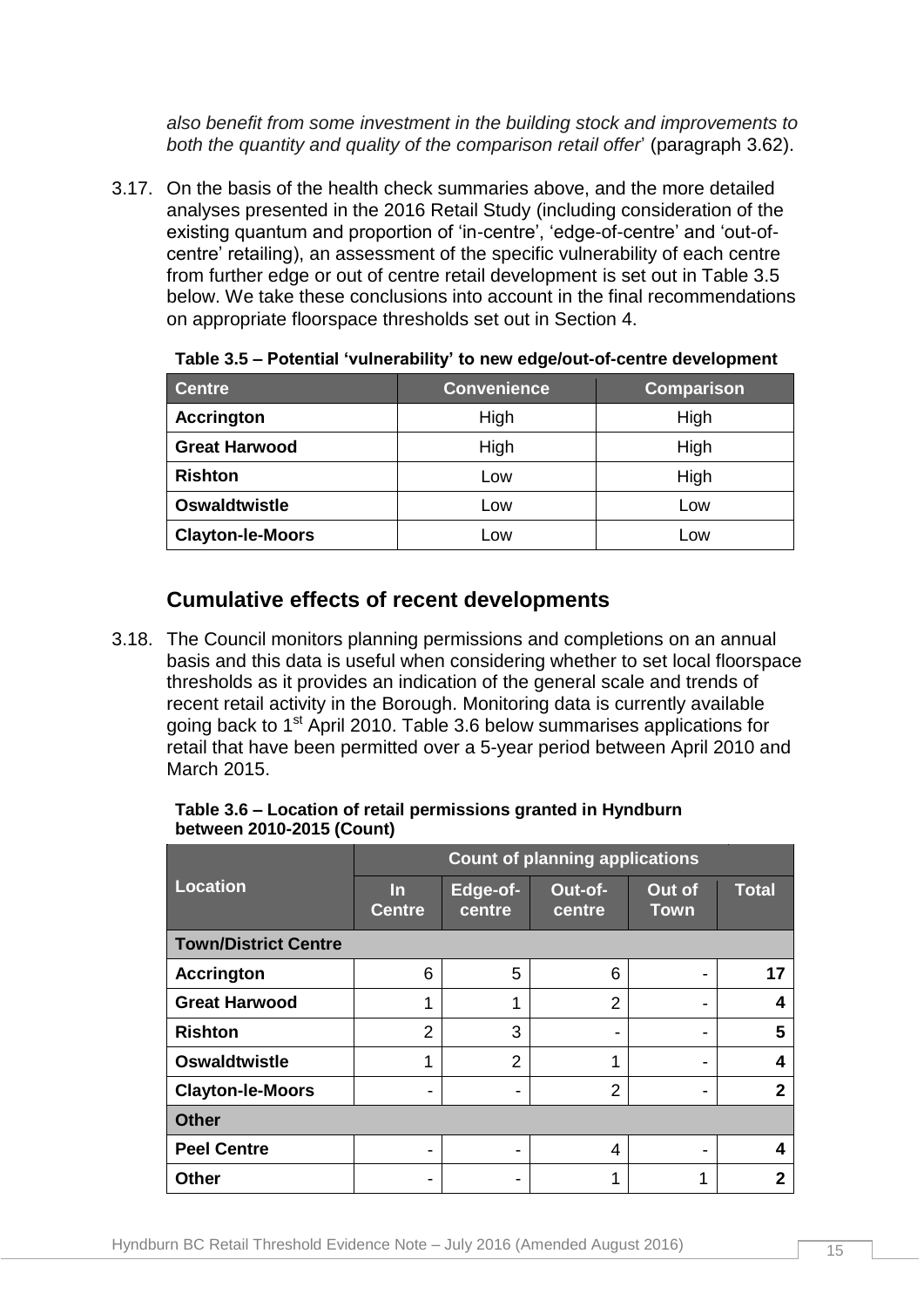*also benefit from some investment in the building stock and improvements to both the quantity and quality of the comparison retail offer*' (paragraph 3.62).

3.17. On the basis of the health check summaries above, and the more detailed analyses presented in the 2016 Retail Study (including consideration of the existing quantum and proportion of 'in-centre', 'edge-of-centre' and 'out-of-centre' retailing), an assessment of the specific vulnerability of each centre from further edge or out of centre retail development is set out in Table 3.5 below. We take these conclusions into account in the final recommendations on appropriate floorspace thresholds set out in Section 4.

**Table 3.5 – Potential 'vulnerability' to new edge/out-of-centre development**

| Centre | Convenience | Comparison |
|---|---|---|
| **Accrington** | High | High |
| **Great Harwood** | High | High |
| **Rishton** | Low | High |
| **Oswaldtwistle** | Low | Low |
| **Clayton-le-Moors** | Low | Low |

## Cumulative effects of recent developments

3.18. The Council monitors planning permissions and completions on an annual basis and this data is useful when considering whether to set local floorspace thresholds as it provides an indication of the general scale and trends of recent retail activity in the Borough. Monitoring data is currently available going back to 1st April 2010. Table 3.6 below summarises applications for retail that have been permitted over a 5-year period between April 2010 and March 2015.

**Table 3.6 – Location of retail permissions granted in Hyndburn between 2010-2015 (Count)**

| Location | Count of planning applications | | | | |
|---|---|---|---|---|---|
| | In Centre | Edge-of-centre | Out-of-centre | Out of Town | Total |
| **Town/District Centre** | | | | | |
| **Accrington** | 6 | 5 | 6 | - | **17** |
| **Great Harwood** | 1 | 1 | 2 | - | **4** |
| **Rishton** | 2 | 3 | - | - | **5** |
| **Oswaldtwistle** | 1 | 2 | 1 | - | **4** |
| **Clayton-le-Moors** | - | - | 2 | - | **2** |
| **Other** | | | | | |
| **Peel Centre** | - | - | 4 | - | **4** |
| **Other** | - | - | 1 | 1 | **2** |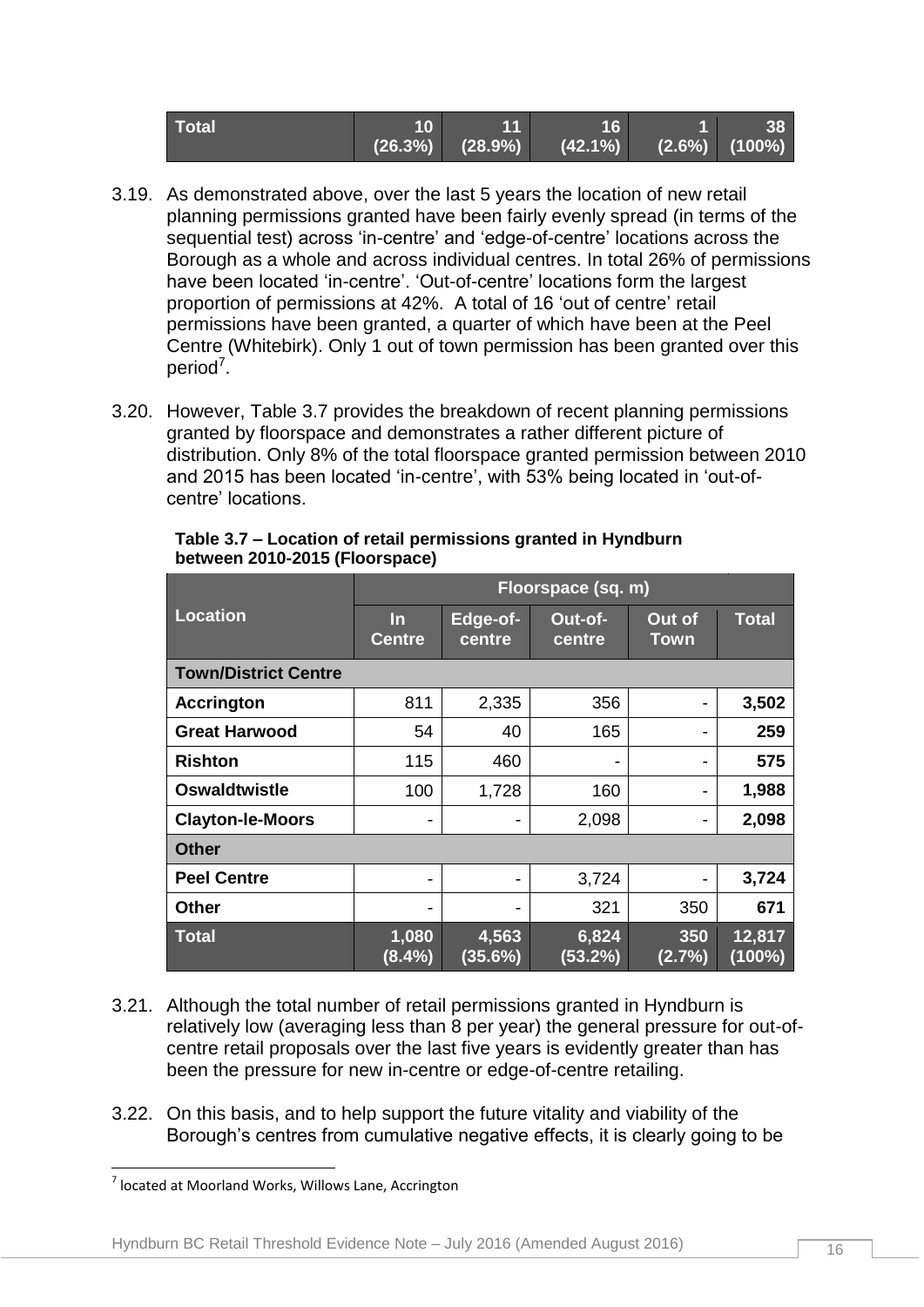| Total | 10 (26.3%) | 11 (28.9%) | 16 (42.1%) | 1 (2.6%) | 38 (100%) |
|---|---|---|---|---|---|

3.19. As demonstrated above, over the last 5 years the location of new retail planning permissions granted have been fairly evenly spread (in terms of the sequential test) across 'in-centre' and 'edge-of-centre' locations across the Borough as a whole and across individual centres. In total 26% of permissions have been located 'in-centre'. 'Out-of-centre' locations form the largest proportion of permissions at 42%. A total of 16 'out of centre' retail permissions have been granted, a quarter of which have been at the Peel Centre (Whitebirk). Only 1 out of town permission has been granted over this period[7].

3.20. However, Table 3.7 provides the breakdown of recent planning permissions granted by floorspace and demonstrates a rather different picture of distribution. Only 8% of the total floorspace granted permission between 2010 and 2015 has been located 'in-centre', with 53% being located in 'out-of-centre' locations.

**Table 3.7 – Location of retail permissions granted in Hyndburn between 2010-2015 (Floorspace)**

| Location | Floorspace (sq. m) | | | | |
|---|---|---|---|---|---|
| | In Centre | Edge-of-centre | Out-of-centre | Out of Town | Total |
| **Town/District Centre** | | | | | |
| **Accrington** | 811 | 2,335 | 356 | - | **3,502** |
| **Great Harwood** | 54 | 40 | 165 | - | **259** |
| **Rishton** | 115 | 460 | - | - | **575** |
| **Oswaldtwistle** | 100 | 1,728 | 160 | - | **1,988** |
| **Clayton-le-Moors** | - | - | 2,098 | - | **2,098** |
| **Other** | | | | | |
| **Peel Centre** | - | - | 3,724 | - | **3,724** |
| **Other** | - | - | 321 | 350 | **671** |
| **Total** | 1,080 (8.4%) | 4,563 (35.6%) | 6,824 (53.2%) | 350 (2.7%) | 12,817 (100%) |

3.21. Although the total number of retail permissions granted in Hyndburn is relatively low (averaging less than 8 per year) the general pressure for out-of-centre retail proposals over the last five years is evidently greater than has been the pressure for new in-centre or edge-of-centre retailing.

3.22. On this basis, and to help support the future vitality and viability of the Borough's centres from cumulative negative effects, it is clearly going to be

[7] located at Moorland Works, Willows Lane, Accrington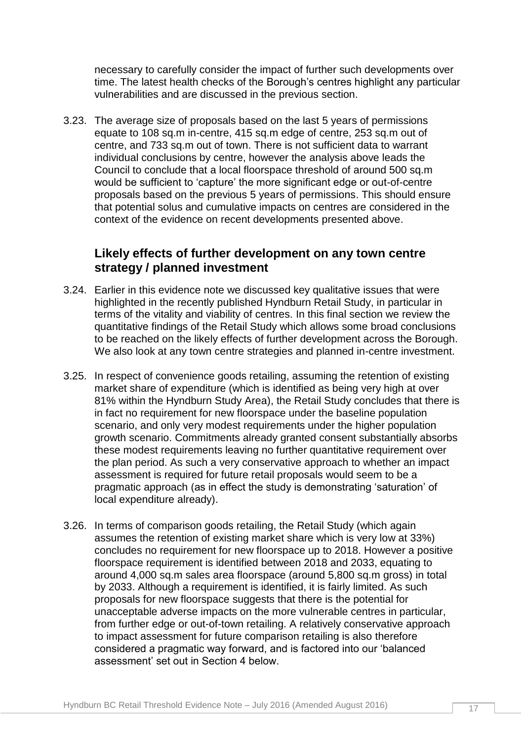necessary to carefully consider the impact of further such developments over time. The latest health checks of the Borough's centres highlight any particular vulnerabilities and are discussed in the previous section.

3.23. The average size of proposals based on the last 5 years of permissions equate to 108 sq.m in-centre, 415 sq.m edge of centre, 253 sq.m out of centre, and 733 sq.m out of town. There is not sufficient data to warrant individual conclusions by centre, however the analysis above leads the Council to conclude that a local floorspace threshold of around 500 sq.m would be sufficient to 'capture' the more significant edge or out-of-centre proposals based on the previous 5 years of permissions. This should ensure that potential solus and cumulative impacts on centres are considered in the context of the evidence on recent developments presented above.

## Likely effects of further development on any town centre strategy / planned investment

3.24. Earlier in this evidence note we discussed key qualitative issues that were highlighted in the recently published Hyndburn Retail Study, in particular in terms of the vitality and viability of centres. In this final section we review the quantitative findings of the Retail Study which allows some broad conclusions to be reached on the likely effects of further development across the Borough. We also look at any town centre strategies and planned in-centre investment.

3.25. In respect of convenience goods retailing, assuming the retention of existing market share of expenditure (which is identified as being very high at over 81% within the Hyndburn Study Area), the Retail Study concludes that there is in fact no requirement for new floorspace under the baseline population scenario, and only very modest requirements under the higher population growth scenario. Commitments already granted consent substantially absorbs these modest requirements leaving no further quantitative requirement over the plan period. As such a very conservative approach to whether an impact assessment is required for future retail proposals would seem to be a pragmatic approach (as in effect the study is demonstrating 'saturation' of local expenditure already).

3.26. In terms of comparison goods retailing, the Retail Study (which again assumes the retention of existing market share which is very low at 33%) concludes no requirement for new floorspace up to 2018. However a positive floorspace requirement is identified between 2018 and 2033, equating to around 4,000 sq.m sales area floorspace (around 5,800 sq.m gross) in total by 2033. Although a requirement is identified, it is fairly limited. As such proposals for new floorspace suggests that there is the potential for unacceptable adverse impacts on the more vulnerable centres in particular, from further edge or out-of-town retailing. A relatively conservative approach to impact assessment for future comparison retailing is also therefore considered a pragmatic way forward, and is factored into our 'balanced assessment' set out in Section 4 below.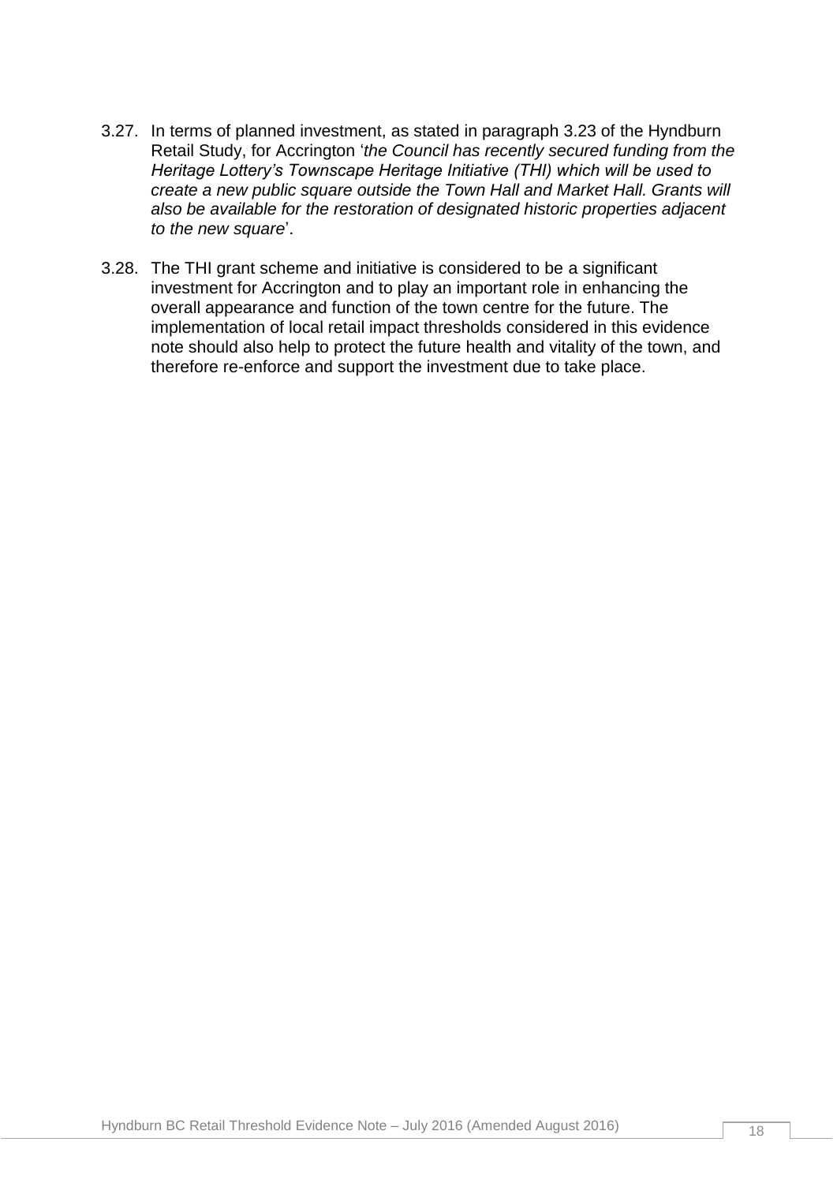3.27. In terms of planned investment, as stated in paragraph 3.23 of the Hyndburn Retail Study, for Accrington '*the Council has recently secured funding from the Heritage Lottery's Townscape Heritage Initiative (THI) which will be used to create a new public square outside the Town Hall and Market Hall. Grants will also be available for the restoration of designated historic properties adjacent to the new square*'.

3.28. The THI grant scheme and initiative is considered to be a significant investment for Accrington and to play an important role in enhancing the overall appearance and function of the town centre for the future. The implementation of local retail impact thresholds considered in this evidence note should also help to protect the future health and vitality of the town, and therefore re-enforce and support the investment due to take place.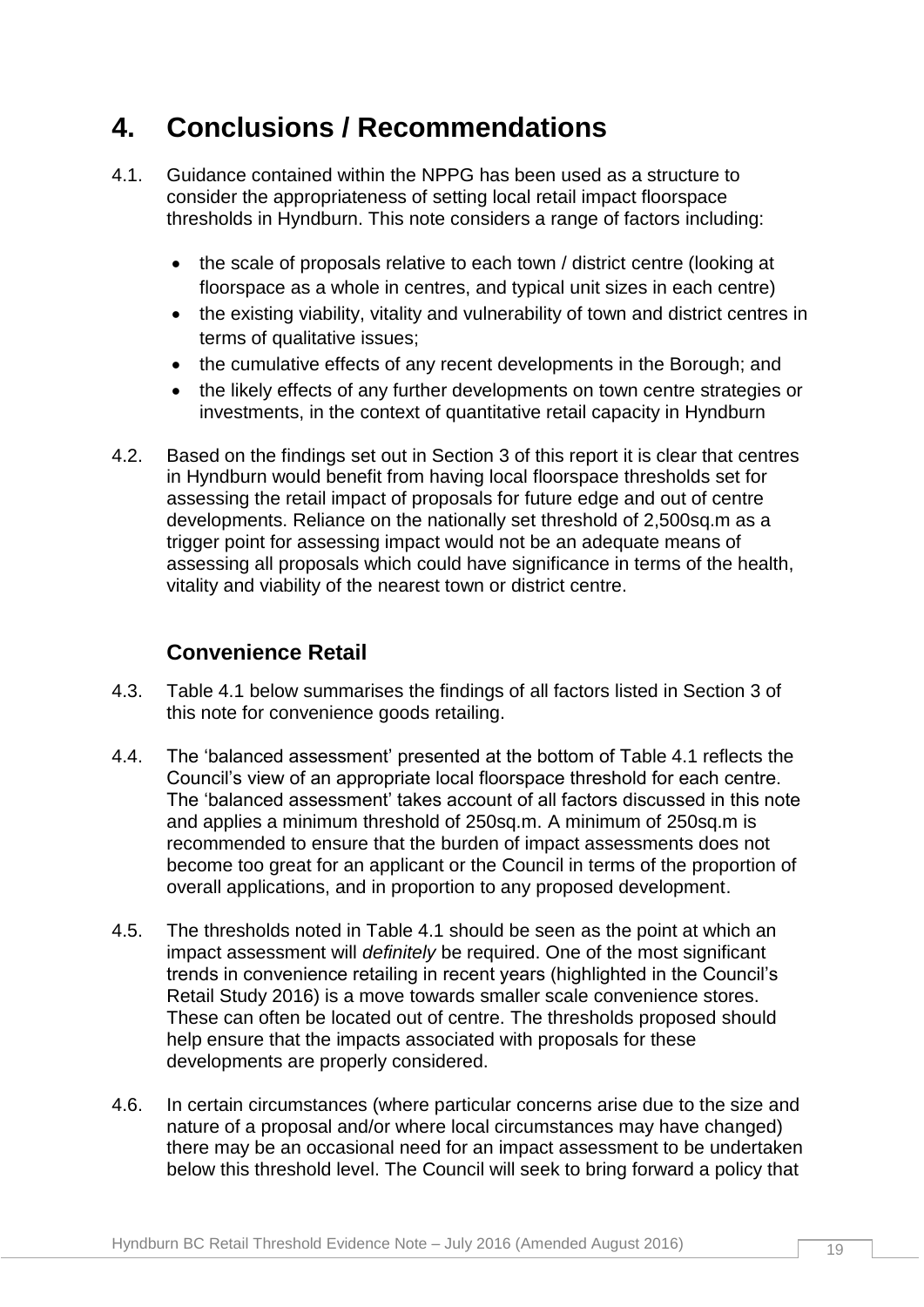# 4. Conclusions / Recommendations

4.1. Guidance contained within the NPPG has been used as a structure to consider the appropriateness of setting local retail impact floorspace thresholds in Hyndburn. This note considers a range of factors including:

- the scale of proposals relative to each town / district centre (looking at floorspace as a whole in centres, and typical unit sizes in each centre)
- the existing viability, vitality and vulnerability of town and district centres in terms of qualitative issues;
- the cumulative effects of any recent developments in the Borough; and
- the likely effects of any further developments on town centre strategies or investments, in the context of quantitative retail capacity in Hyndburn

4.2. Based on the findings set out in Section 3 of this report it is clear that centres in Hyndburn would benefit from having local floorspace thresholds set for assessing the retail impact of proposals for future edge and out of centre developments. Reliance on the nationally set threshold of 2,500sq.m as a trigger point for assessing impact would not be an adequate means of assessing all proposals which could have significance in terms of the health, vitality and viability of the nearest town or district centre.

## Convenience Retail

4.3. Table 4.1 below summarises the findings of all factors listed in Section 3 of this note for convenience goods retailing.

4.4. The 'balanced assessment' presented at the bottom of Table 4.1 reflects the Council's view of an appropriate local floorspace threshold for each centre. The 'balanced assessment' takes account of all factors discussed in this note and applies a minimum threshold of 250sq.m. A minimum of 250sq.m is recommended to ensure that the burden of impact assessments does not become too great for an applicant or the Council in terms of the proportion of overall applications, and in proportion to any proposed development.

4.5. The thresholds noted in Table 4.1 should be seen as the point at which an impact assessment will *definitely* be required. One of the most significant trends in convenience retailing in recent years (highlighted in the Council's Retail Study 2016) is a move towards smaller scale convenience stores. These can often be located out of centre. The thresholds proposed should help ensure that the impacts associated with proposals for these developments are properly considered.

4.6. In certain circumstances (where particular concerns arise due to the size and nature of a proposal and/or where local circumstances may have changed) there may be an occasional need for an impact assessment to be undertaken below this threshold level. The Council will seek to bring forward a policy that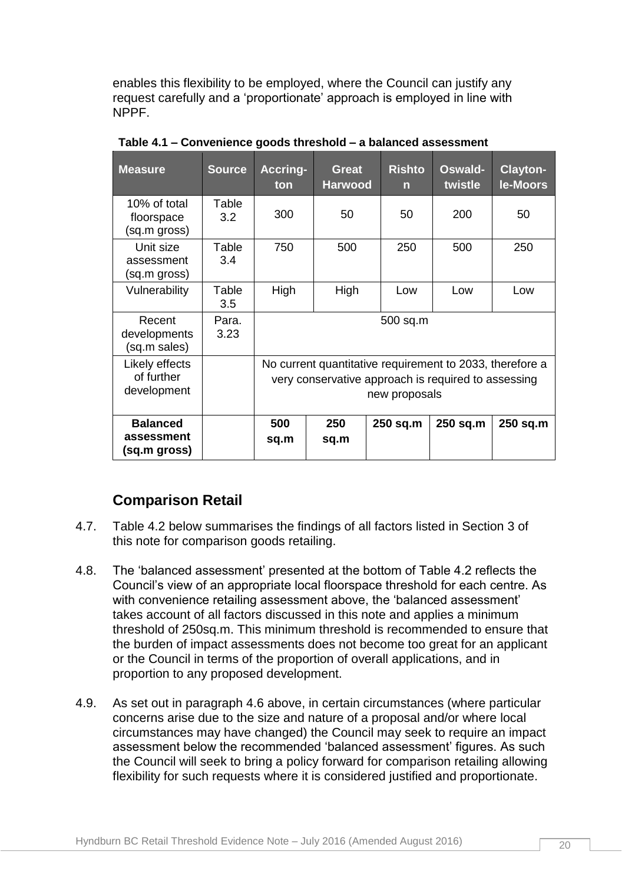enables this flexibility to be employed, where the Council can justify any request carefully and a 'proportionate' approach is employed in line with NPPF.

**Table 4.1 – Convenience goods threshold – a balanced assessment**

| Measure | Source | Accrington | Great Harwood | Rishton | Oswaldtwistle | Clayton-le-Moors |
|---|---|---|---|---|---|---|
| 10% of total floorspace (sq.m gross) | Table 3.2 | 300 | 50 | 50 | 200 | 50 |
| Unit size assessment (sq.m gross) | Table 3.4 | 750 | 500 | 250 | 500 | 250 |
| Vulnerability | Table 3.5 | High | High | Low | Low | Low |
| Recent developments (sq.m sales) | Para. 3.23 | 500 sq.m | | | | |
| Likely effects of further development | | No current quantitative requirement to 2033, therefore a very conservative approach is required to assessing new proposals | | | | |
| **Balanced assessment (sq.m gross)** | | **500 sq.m** | **250 sq.m** | **250 sq.m** | **250 sq.m** | **250 sq.m** |

## Comparison Retail

4.7. Table 4.2 below summarises the findings of all factors listed in Section 3 of this note for comparison goods retailing.

4.8. The 'balanced assessment' presented at the bottom of Table 4.2 reflects the Council's view of an appropriate local floorspace threshold for each centre. As with convenience retailing assessment above, the 'balanced assessment' takes account of all factors discussed in this note and applies a minimum threshold of 250sq.m. This minimum threshold is recommended to ensure that the burden of impact assessments does not become too great for an applicant or the Council in terms of the proportion of overall applications, and in proportion to any proposed development.

4.9. As set out in paragraph 4.6 above, in certain circumstances (where particular concerns arise due to the size and nature of a proposal and/or where local circumstances may have changed) the Council may seek to require an impact assessment below the recommended 'balanced assessment' figures. As such the Council will seek to bring a policy forward for comparison retailing allowing flexibility for such requests where it is considered justified and proportionate.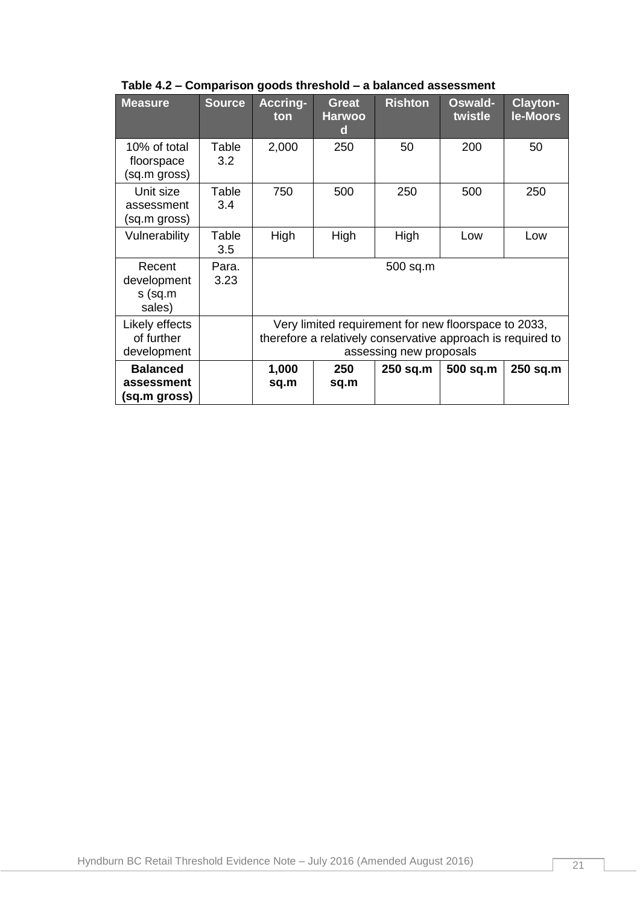**Table 4.2 – Comparison goods threshold – a balanced assessment**

| Measure | Source | Accring-ton | Great Harwood | Rishton | Oswald-twistle | Clayton-le-Moors |
|---|---|---|---|---|---|---|
| 10% of total floorspace (sq.m gross) | Table 3.2 | 2,000 | 250 | 50 | 200 | 50 |
| Unit size assessment (sq.m gross) | Table 3.4 | 750 | 500 | 250 | 500 | 250 |
| Vulnerability | Table 3.5 | High | High | High | Low | Low |
| Recent developments (sq.m sales) | Para. 3.23 | 500 sq.m | | | | |
| Likely effects of further development | | Very limited requirement for new floorspace to 2033, therefore a relatively conservative approach is required to assessing new proposals | | | | |
| **Balanced assessment (sq.m gross)** | | **1,000 sq.m** | **250 sq.m** | **250 sq.m** | **500 sq.m** | **250 sq.m** |